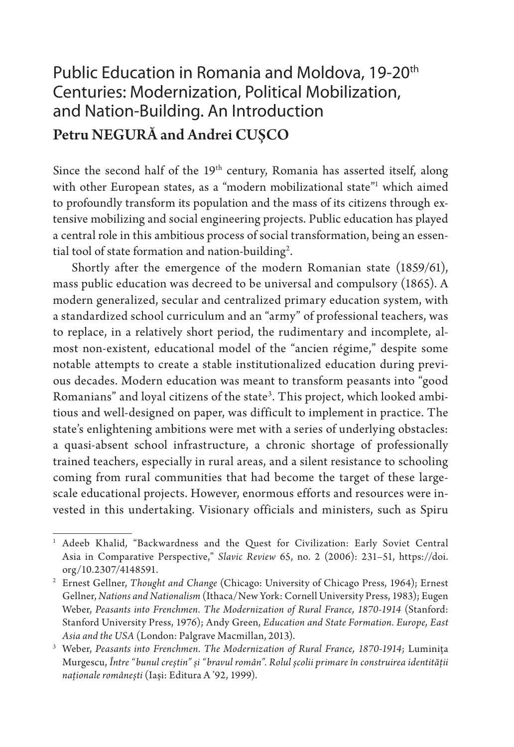# Public Education in Romania and Moldova, 19-20th Centuries: Modernization, Political Mobilization, and Nation-Building. An Introduction

**Petru NEGURĂ and Andrei CUȘCO**

Since the second half of the 19th century, Romania has asserted itself, along with other European states, as a "modern mobilizational state"[1] which aimed to profoundly transform its population and the mass of its citizens through extensive mobilizing and social engineering projects. Public education has played a central role in this ambitious process of social transformation, being an essential tool of state formation and nation-building[2].

Shortly after the emergence of the modern Romanian state (1859/61), mass public education was decreed to be universal and compulsory (1865). A modern generalized, secular and centralized primary education system, with a standardized school curriculum and an "army" of professional teachers, was to replace, in a relatively short period, the rudimentary and incomplete, almost non-existent, educational model of the "ancien régime," despite some notable attempts to create a stable institutionalized education during previous decades. Modern education was meant to transform peasants into "good Romanians" and loyal citizens of the state[3]. This project, which looked ambitious and well-designed on paper, was difficult to implement in practice. The state's enlightening ambitions were met with a series of underlying obstacles: a quasi-absent school infrastructure, a chronic shortage of professionally trained teachers, especially in rural areas, and a silent resistance to schooling coming from rural communities that had become the target of these large-scale educational projects. However, enormous efforts and resources were invested in this undertaking. Visionary officials and ministers, such as Spiru

---

[1] Adeeb Khalid, "Backwardness and the Quest for Civilization: Early Soviet Central Asia in Comparative Perspective," *Slavic Review* 65, no. 2 (2006): 231–51, https://doi.org/10.2307/4148591.

[2] Ernest Gellner, *Thought and Change* (Chicago: University of Chicago Press, 1964); Ernest Gellner, *Nations and Nationalism* (Ithaca/New York: Cornell University Press, 1983); Eugen Weber, *Peasants into Frenchmen. The Modernization of Rural France, 1870-1914* (Stanford: Stanford University Press, 1976); Andy Green, *Education and State Formation. Europe, East Asia and the USA* (London: Palgrave Macmillan, 2013).

[3] Weber, *Peasants into Frenchmen. The Modernization of Rural France, 1870-1914*; Luminița Murgescu, *Între "bunul creștin" și "bravul român". Rolul școlii primare în construirea identității naționale românești* (Iași: Editura A '92, 1999).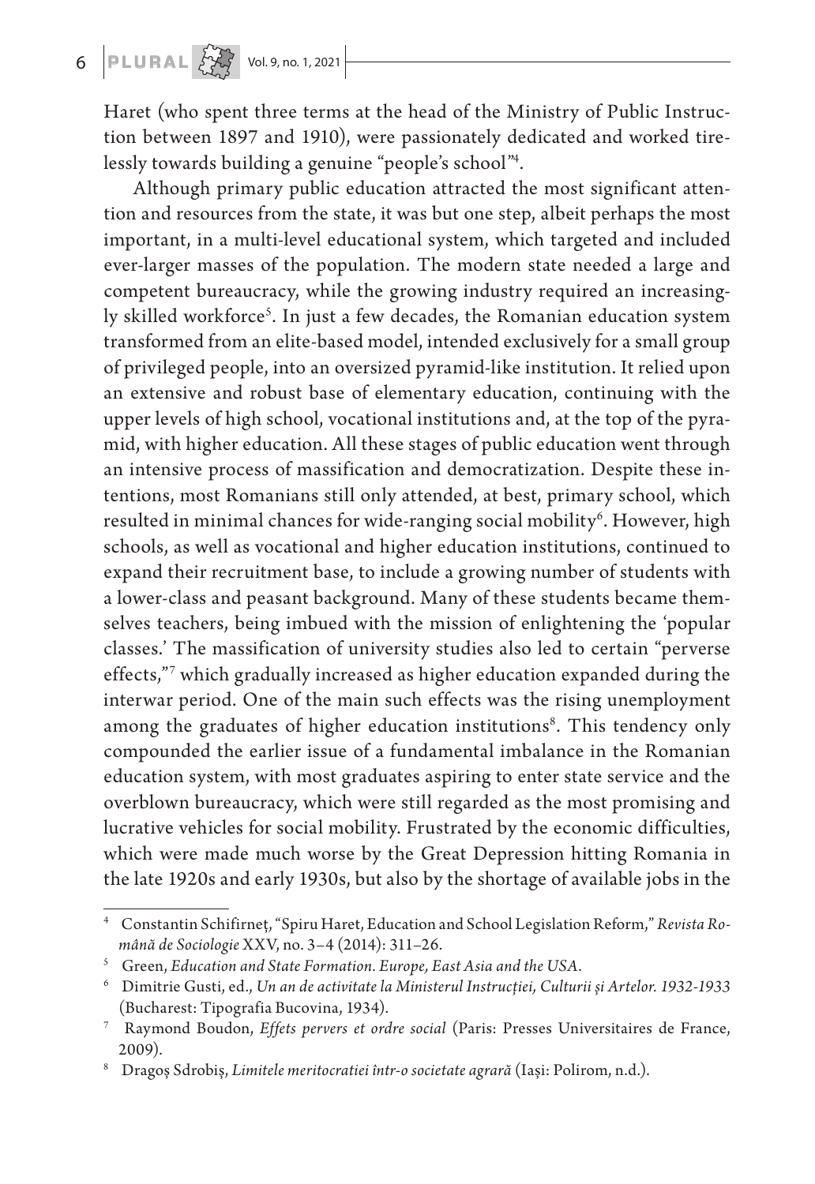Haret (who spent three terms at the head of the Ministry of Public Instruction between 1897 and 1910), were passionately dedicated and worked tirelessly towards building a genuine "people's school"[4].

Although primary public education attracted the most significant attention and resources from the state, it was but one step, albeit perhaps the most important, in a multi-level educational system, which targeted and included ever-larger masses of the population. The modern state needed a large and competent bureaucracy, while the growing industry required an increasingly skilled workforce[5]. In just a few decades, the Romanian education system transformed from an elite-based model, intended exclusively for a small group of privileged people, into an oversized pyramid-like institution. It relied upon an extensive and robust base of elementary education, continuing with the upper levels of high school, vocational institutions and, at the top of the pyramid, with higher education. All these stages of public education went through an intensive process of massification and democratization. Despite these intentions, most Romanians still only attended, at best, primary school, which resulted in minimal chances for wide-ranging social mobility[6]. However, high schools, as well as vocational and higher education institutions, continued to expand their recruitment base, to include a growing number of students with a lower-class and peasant background. Many of these students became themselves teachers, being imbued with the mission of enlightening the 'popular classes.' The massification of university studies also led to certain "perverse effects,"[7] which gradually increased as higher education expanded during the interwar period. One of the main such effects was the rising unemployment among the graduates of higher education institutions[8]. This tendency only compounded the earlier issue of a fundamental imbalance in the Romanian education system, with most graduates aspiring to enter state service and the overblown bureaucracy, which were still regarded as the most promising and lucrative vehicles for social mobility. Frustrated by the economic difficulties, which were made much worse by the Great Depression hitting Romania in the late 1920s and early 1930s, but also by the shortage of available jobs in the

---

[4] Constantin Schifirneţ, "Spiru Haret, Education and School Legislation Reform," *Revista Română de Sociologie* XXV, no. 3–4 (2014): 311–26.

[5] Green, *Education and State Formation. Europe, East Asia and the USA*.

[6] Dimitrie Gusti, ed., *Un an de activitate la Ministerul Instrucției, Culturii și Artelor. 1932-1933* (Bucharest: Tipografia Bucovina, 1934).

[7] Raymond Boudon, *Effets pervers et ordre social* (Paris: Presses Universitaires de France, 2009).

[8] Dragoș Sdrobiș, *Limitele meritocratiei într-o societate agrară* (Iași: Polirom, n.d.).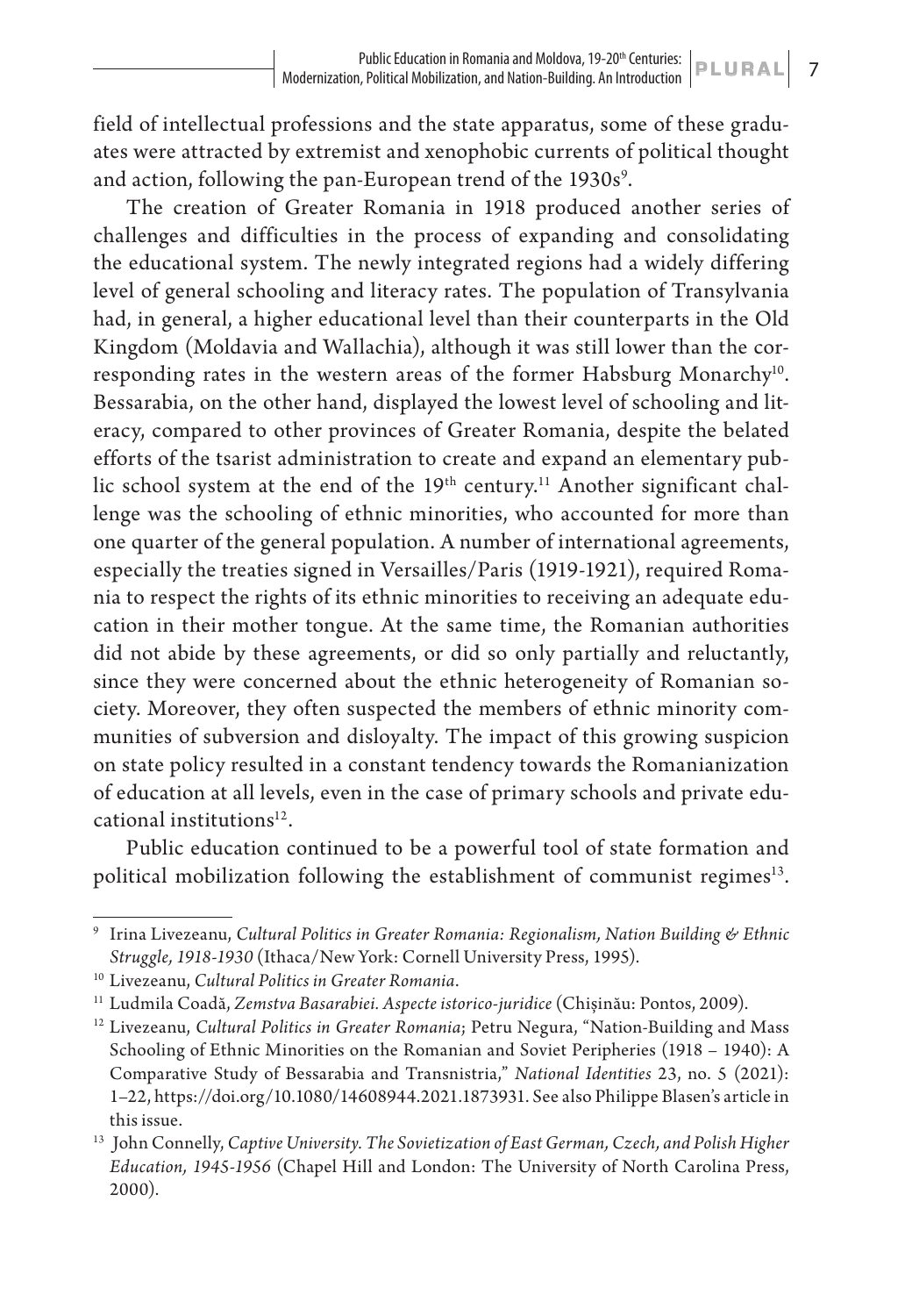field of intellectual professions and the state apparatus, some of these graduates were attracted by extremist and xenophobic currents of political thought and action, following the pan-European trend of the 1930s[9].

The creation of Greater Romania in 1918 produced another series of challenges and difficulties in the process of expanding and consolidating the educational system. The newly integrated regions had a widely differing level of general schooling and literacy rates. The population of Transylvania had, in general, a higher educational level than their counterparts in the Old Kingdom (Moldavia and Wallachia), although it was still lower than the corresponding rates in the western areas of the former Habsburg Monarchy[10]. Bessarabia, on the other hand, displayed the lowest level of schooling and literacy, compared to other provinces of Greater Romania, despite the belated efforts of the tsarist administration to create and expand an elementary public school system at the end of the 19th century.[11] Another significant challenge was the schooling of ethnic minorities, who accounted for more than one quarter of the general population. A number of international agreements, especially the treaties signed in Versailles/Paris (1919-1921), required Romania to respect the rights of its ethnic minorities to receiving an adequate education in their mother tongue. At the same time, the Romanian authorities did not abide by these agreements, or did so only partially and reluctantly, since they were concerned about the ethnic heterogeneity of Romanian society. Moreover, they often suspected the members of ethnic minority communities of subversion and disloyalty. The impact of this growing suspicion on state policy resulted in a constant tendency towards the Romanianization of education at all levels, even in the case of primary schools and private educational institutions[12].

Public education continued to be a powerful tool of state formation and political mobilization following the establishment of communist regimes[13].

---

[9] Irina Livezeanu, *Cultural Politics in Greater Romania: Regionalism, Nation Building & Ethnic Struggle, 1918-1930* (Ithaca/New York: Cornell University Press, 1995).

[10] Livezeanu, *Cultural Politics in Greater Romania*.

[11] Ludmila Coadă, *Zemstva Basarabiei. Aspecte istorico-juridice* (Chișinău: Pontos, 2009).

[12] Livezeanu, *Cultural Politics in Greater Romania*; Petru Negura, "Nation-Building and Mass Schooling of Ethnic Minorities on the Romanian and Soviet Peripheries (1918 – 1940): A Comparative Study of Bessarabia and Transnistria," *National Identities* 23, no. 5 (2021): 1–22, https://doi.org/10.1080/14608944.2021.1873931. See also Philippe Blasen's article in this issue.

[13] John Connelly, *Captive University. The Sovietization of East German, Czech, and Polish Higher Education, 1945-1956* (Chapel Hill and London: The University of North Carolina Press, 2000).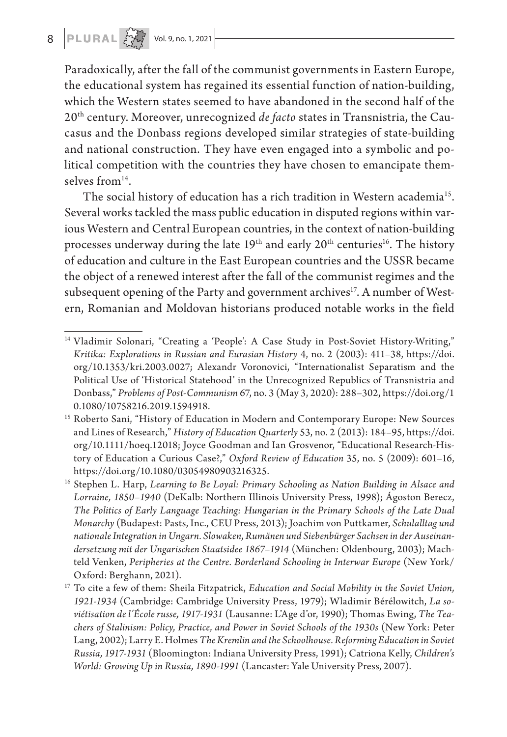Paradoxically, after the fall of the communist governments in Eastern Europe, the educational system has regained its essential function of nation-building, which the Western states seemed to have abandoned in the second half of the 20th century. Moreover, unrecognized *de facto* states in Transnistria, the Caucasus and the Donbass regions developed similar strategies of state-building and national construction. They have even engaged into a symbolic and political competition with the countries they have chosen to emancipate themselves from[14].

The social history of education has a rich tradition in Western academia[15]. Several works tackled the mass public education in disputed regions within various Western and Central European countries, in the context of nation-building processes underway during the late 19th and early 20th centuries[16]. The history of education and culture in the East European countries and the USSR became the object of a renewed interest after the fall of the communist regimes and the subsequent opening of the Party and government archives[17]. A number of Western, Romanian and Moldovan historians produced notable works in the field

---

[14] Vladimir Solonari, "Creating a 'People': A Case Study in Post-Soviet History-Writing," *Kritika: Explorations in Russian and Eurasian History* 4, no. 2 (2003): 411–38, https://doi.org/10.1353/kri.2003.0027; Alexandr Voronovici, "Internationalist Separatism and the Political Use of 'Historical Statehood' in the Unrecognized Republics of Transnistria and Donbass," *Problems of Post-Communism* 67, no. 3 (May 3, 2020): 288–302, https://doi.org/10.1080/10758216.2019.1594918.

[15] Roberto Sani, "History of Education in Modern and Contemporary Europe: New Sources and Lines of Research," *History of Education Quarterly* 53, no. 2 (2013): 184–95, https://doi.org/10.1111/hoeq.12018; Joyce Goodman and Ian Grosvenor, "Educational Research-History of Education a Curious Case?," *Oxford Review of Education* 35, no. 5 (2009): 601–16, https://doi.org/10.1080/03054980903216325.

[16] Stephen L. Harp, *Learning to Be Loyal: Primary Schooling as Nation Building in Alsace and Lorraine, 1850–1940* (DeKalb: Northern Illinois University Press, 1998); Ágoston Berecz, *The Politics of Early Language Teaching: Hungarian in the Primary Schools of the Late Dual Monarchy* (Budapest: Pasts, Inc., CEU Press, 2013); Joachim von Puttkamer, *Schulalltag und nationale Integration in Ungarn. Slowaken, Rumänen und Siebenbürger Sachsen in der Auseinandersetzung mit der Ungarischen Staatsidee 1867–1914* (München: Oldenbourg, 2003); Machteld Venken, *Peripheries at the Centre. Borderland Schooling in Interwar Europe* (New York/Oxford: Berghann, 2021).

[17] To cite a few of them: Sheila Fitzpatrick, *Education and Social Mobility in the Soviet Union, 1921-1934* (Cambridge: Cambridge University Press, 1979); Wladimir Bérélowitch, *La soviétisation de l'École russe, 1917-1931* (Lausanne: L'Age d'or, 1990); Thomas Ewing, *The Teachers of Stalinism: Policy, Practice, and Power in Soviet Schools of the 1930s* (New York: Peter Lang, 2002); Larry E. Holmes *The Kremlin and the Schoolhouse. Reforming Education in Soviet Russia, 1917-1931* (Bloomington: Indiana University Press, 1991); Catriona Kelly, *Children's World: Growing Up in Russia, 1890-1991* (Lancaster: Yale University Press, 2007).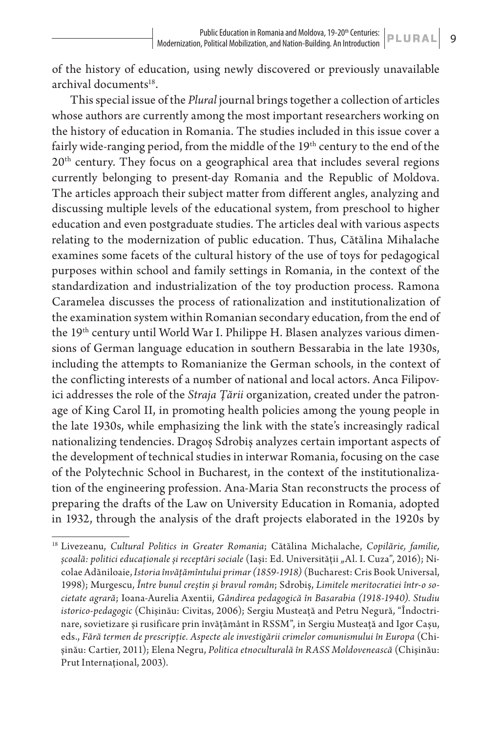of the history of education, using newly discovered or previously unavailable archival documents[18].

This special issue of the *Plural* journal brings together a collection of articles whose authors are currently among the most important researchers working on the history of education in Romania. The studies included in this issue cover a fairly wide-ranging period, from the middle of the 19th century to the end of the 20th century. They focus on a geographical area that includes several regions currently belonging to present-day Romania and the Republic of Moldova. The articles approach their subject matter from different angles, analyzing and discussing multiple levels of the educational system, from preschool to higher education and even postgraduate studies. The articles deal with various aspects relating to the modernization of public education. Thus, Cătălina Mihalache examines some facets of the cultural history of the use of toys for pedagogical purposes within school and family settings in Romania, in the context of the standardization and industrialization of the toy production process. Ramona Caramelea discusses the process of rationalization and institutionalization of the examination system within Romanian secondary education, from the end of the 19th century until World War I. Philippe H. Blasen analyzes various dimensions of German language education in southern Bessarabia in the late 1930s, including the attempts to Romanianize the German schools, in the context of the conflicting interests of a number of national and local actors. Anca Filipovici addresses the role of the *Straja Țării* organization, created under the patronage of King Carol II, in promoting health policies among the young people in the late 1930s, while emphasizing the link with the state's increasingly radical nationalizing tendencies. Dragoș Sdrobiș analyzes certain important aspects of the development of technical studies in interwar Romania, focusing on the case of the Polytechnic School in Bucharest, in the context of the institutionalization of the engineering profession. Ana-Maria Stan reconstructs the process of preparing the drafts of the Law on University Education in Romania, adopted in 1932, through the analysis of the draft projects elaborated in the 1920s by

---

[18] Livezeanu, *Cultural Politics in Greater Romania*; Cătălina Michalache, *Copilărie, familie, școală: politici educaționale și receptări sociale* (Iași: Ed. Universității „Al. I. Cuza", 2016); Nicolae Adăniloaie, *Istoria învățămîntului primar (1859-1918)* (Bucharest: Cris Book Universal, 1998); Murgescu, *Între bunul creștin și bravul român*; Sdrobiș, *Limitele meritocratiei într-o societate agrară*; Ioana-Aurelia Axentii, *Gândirea pedagogică în Basarabia (1918-1940). Studiu istorico-pedagogic* (Chișinău: Civitas, 2006); Sergiu Musteaţă and Petru Negură, "Îndoctrinare, sovietizare și rusificare prin învăţământ în RSSM", in Sergiu Musteaţă and Igor Cașu, eds., *Fără termen de prescripție. Aspecte ale investigării crimelor comunismului în Europa* (Chișinău: Cartier, 2011); Elena Negru, *Politica etnoculturală în RASS Moldovenească* (Chișinău: Prut Internațional, 2003).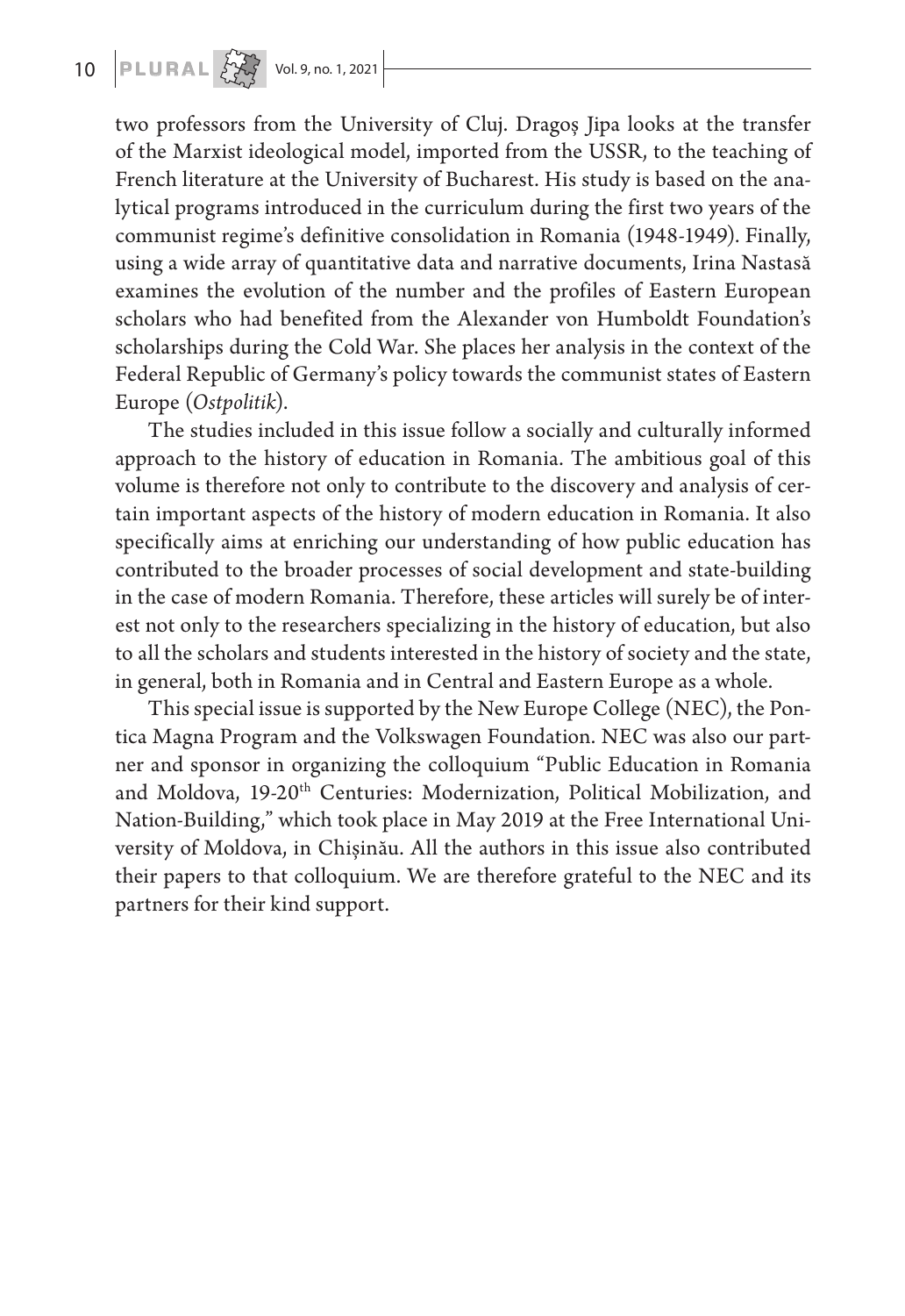two professors from the University of Cluj. Dragoș Jipa looks at the transfer of the Marxist ideological model, imported from the USSR, to the teaching of French literature at the University of Bucharest. His study is based on the analytical programs introduced in the curriculum during the first two years of the communist regime's definitive consolidation in Romania (1948-1949). Finally, using a wide array of quantitative data and narrative documents, Irina Nastasă examines the evolution of the number and the profiles of Eastern European scholars who had benefited from the Alexander von Humboldt Foundation's scholarships during the Cold War. She places her analysis in the context of the Federal Republic of Germany's policy towards the communist states of Eastern Europe (*Ostpolitik*).

The studies included in this issue follow a socially and culturally informed approach to the history of education in Romania. The ambitious goal of this volume is therefore not only to contribute to the discovery and analysis of certain important aspects of the history of modern education in Romania. It also specifically aims at enriching our understanding of how public education has contributed to the broader processes of social development and state-building in the case of modern Romania. Therefore, these articles will surely be of interest not only to the researchers specializing in the history of education, but also to all the scholars and students interested in the history of society and the state, in general, both in Romania and in Central and Eastern Europe as a whole.

This special issue is supported by the New Europe College (NEC), the Pontica Magna Program and the Volkswagen Foundation. NEC was also our partner and sponsor in organizing the colloquium "Public Education in Romania and Moldova, 19-20th Centuries: Modernization, Political Mobilization, and Nation-Building," which took place in May 2019 at the Free International University of Moldova, in Chișinău. All the authors in this issue also contributed their papers to that colloquium. We are therefore grateful to the NEC and its partners for their kind support.